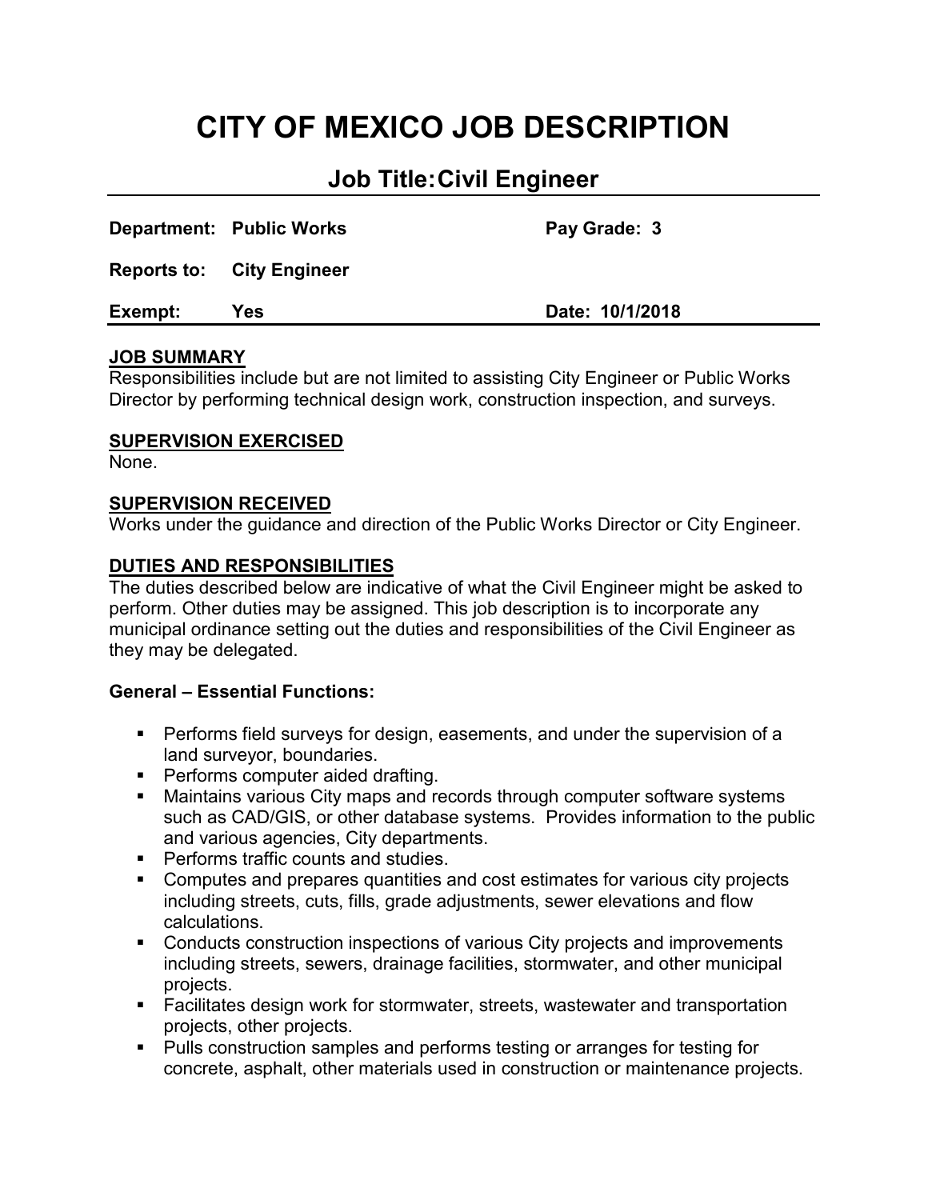# CITY OF MEXICO JOB DESCRIPTION

## Job Title: Civil Engineer

| | | | |
|---|---|---|---|
| **Department:** | **Public Works** | **Pay Grade: 3** | |
| **Reports to:** | **City Engineer** | | |
| **Exempt:** | **Yes** | **Date: 10/1/2018** | |

**JOB SUMMARY**

Responsibilities include but are not limited to assisting City Engineer or Public Works Director by performing technical design work, construction inspection, and surveys.

**SUPERVISION EXERCISED**

None.

**SUPERVISION RECEIVED**

Works under the guidance and direction of the Public Works Director or City Engineer.

**DUTIES AND RESPONSIBILITIES**

The duties described below are indicative of what the Civil Engineer might be asked to perform. Other duties may be assigned. This job description is to incorporate any municipal ordinance setting out the duties and responsibilities of the Civil Engineer as they may be delegated.

**General – Essential Functions:**

- Performs field surveys for design, easements, and under the supervision of a land surveyor, boundaries.
- Performs computer aided drafting.
- Maintains various City maps and records through computer software systems such as CAD/GIS, or other database systems. Provides information to the public and various agencies, City departments.
- Performs traffic counts and studies.
- Computes and prepares quantities and cost estimates for various city projects including streets, cuts, fills, grade adjustments, sewer elevations and flow calculations.
- Conducts construction inspections of various City projects and improvements including streets, sewers, drainage facilities, stormwater, and other municipal projects.
- Facilitates design work for stormwater, streets, wastewater and transportation projects, other projects.
- Pulls construction samples and performs testing or arranges for testing for concrete, asphalt, other materials used in construction or maintenance projects.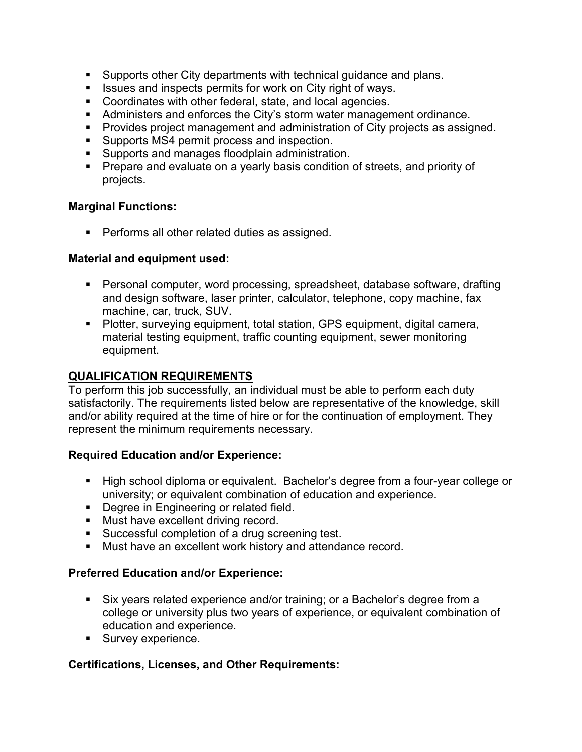- Supports other City departments with technical guidance and plans.
- Issues and inspects permits for work on City right of ways.
- Coordinates with other federal, state, and local agencies.
- Administers and enforces the City's storm water management ordinance.
- Provides project management and administration of City projects as assigned.
- Supports MS4 permit process and inspection.
- Supports and manages floodplain administration.
- Prepare and evaluate on a yearly basis condition of streets, and priority of projects.

**Marginal Functions:**

- Performs all other related duties as assigned.

**Material and equipment used:**

- Personal computer, word processing, spreadsheet, database software, drafting and design software, laser printer, calculator, telephone, copy machine, fax machine, car, truck, SUV.
- Plotter, surveying equipment, total station, GPS equipment, digital camera, material testing equipment, traffic counting equipment, sewer monitoring equipment.

## QUALIFICATION REQUIREMENTS

To perform this job successfully, an individual must be able to perform each duty satisfactorily. The requirements listed below are representative of the knowledge, skill and/or ability required at the time of hire or for the continuation of employment. They represent the minimum requirements necessary.

**Required Education and/or Experience:**

- High school diploma or equivalent. Bachelor's degree from a four-year college or university; or equivalent combination of education and experience.
- Degree in Engineering or related field.
- Must have excellent driving record.
- Successful completion of a drug screening test.
- Must have an excellent work history and attendance record.

**Preferred Education and/or Experience:**

- Six years related experience and/or training; or a Bachelor's degree from a college or university plus two years of experience, or equivalent combination of education and experience.
- Survey experience.

**Certifications, Licenses, and Other Requirements:**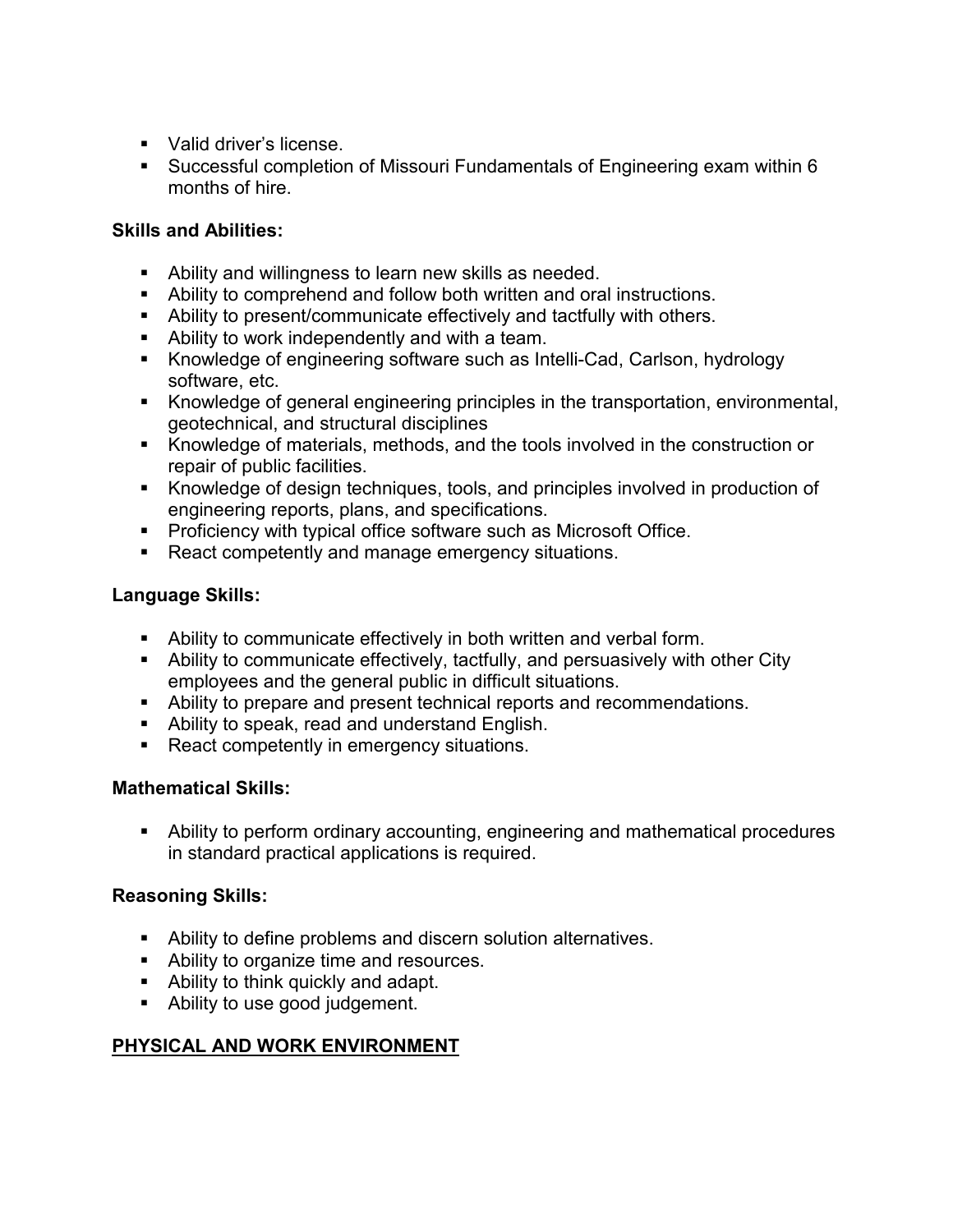- Valid driver's license.
- Successful completion of Missouri Fundamentals of Engineering exam within 6 months of hire.

**Skills and Abilities:**

- Ability and willingness to learn new skills as needed.
- Ability to comprehend and follow both written and oral instructions.
- Ability to present/communicate effectively and tactfully with others.
- Ability to work independently and with a team.
- Knowledge of engineering software such as Intelli-Cad, Carlson, hydrology software, etc.
- Knowledge of general engineering principles in the transportation, environmental, geotechnical, and structural disciplines
- Knowledge of materials, methods, and the tools involved in the construction or repair of public facilities.
- Knowledge of design techniques, tools, and principles involved in production of engineering reports, plans, and specifications.
- Proficiency with typical office software such as Microsoft Office.
- React competently and manage emergency situations.

**Language Skills:**

- Ability to communicate effectively in both written and verbal form.
- Ability to communicate effectively, tactfully, and persuasively with other City employees and the general public in difficult situations.
- Ability to prepare and present technical reports and recommendations.
- Ability to speak, read and understand English.
- React competently in emergency situations.

**Mathematical Skills:**

- Ability to perform ordinary accounting, engineering and mathematical procedures in standard practical applications is required.

**Reasoning Skills:**

- Ability to define problems and discern solution alternatives.
- Ability to organize time and resources.
- Ability to think quickly and adapt.
- Ability to use good judgement.

## PHYSICAL AND WORK ENVIRONMENT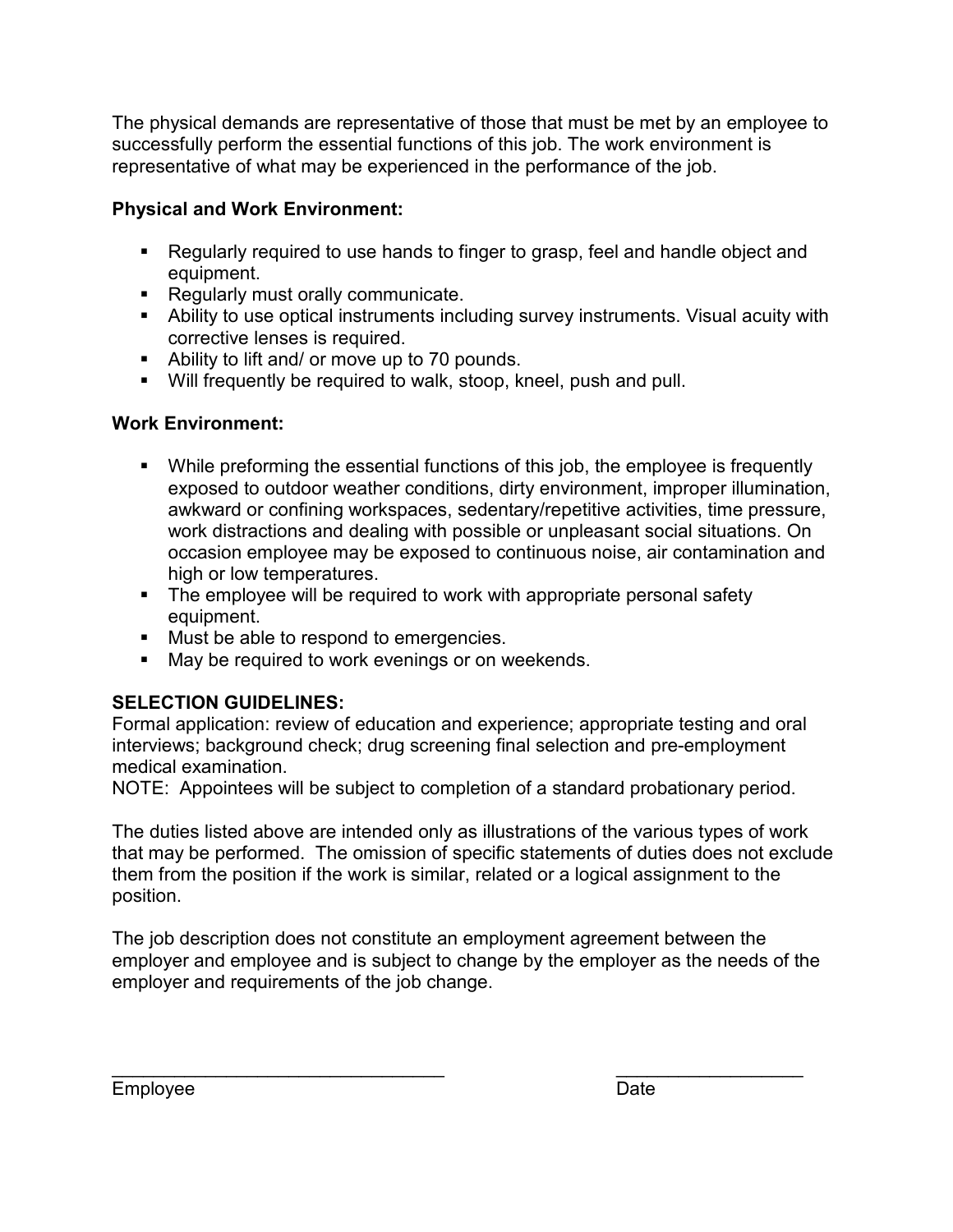The physical demands are representative of those that must be met by an employee to successfully perform the essential functions of this job. The work environment is representative of what may be experienced in the performance of the job.

**Physical and Work Environment:**

- Regularly required to use hands to finger to grasp, feel and handle object and equipment.
- Regularly must orally communicate.
- Ability to use optical instruments including survey instruments. Visual acuity with corrective lenses is required.
- Ability to lift and/ or move up to 70 pounds.
- Will frequently be required to walk, stoop, kneel, push and pull.

**Work Environment:**

- While preforming the essential functions of this job, the employee is frequently exposed to outdoor weather conditions, dirty environment, improper illumination, awkward or confining workspaces, sedentary/repetitive activities, time pressure, work distractions and dealing with possible or unpleasant social situations. On occasion employee may be exposed to continuous noise, air contamination and high or low temperatures.
- The employee will be required to work with appropriate personal safety equipment.
- Must be able to respond to emergencies.
- May be required to work evenings or on weekends.

**SELECTION GUIDELINES:**

Formal application: review of education and experience; appropriate testing and oral interviews; background check; drug screening final selection and pre-employment medical examination.

NOTE: Appointees will be subject to completion of a standard probationary period.

The duties listed above are intended only as illustrations of the various types of work that may be performed. The omission of specific statements of duties does not exclude them from the position if the work is similar, related or a logical assignment to the position.

The job description does not constitute an employment agreement between the employer and employee and is subject to change by the employer as the needs of the employer and requirements of the job change.

_________________________________ ___________________

Employee Date